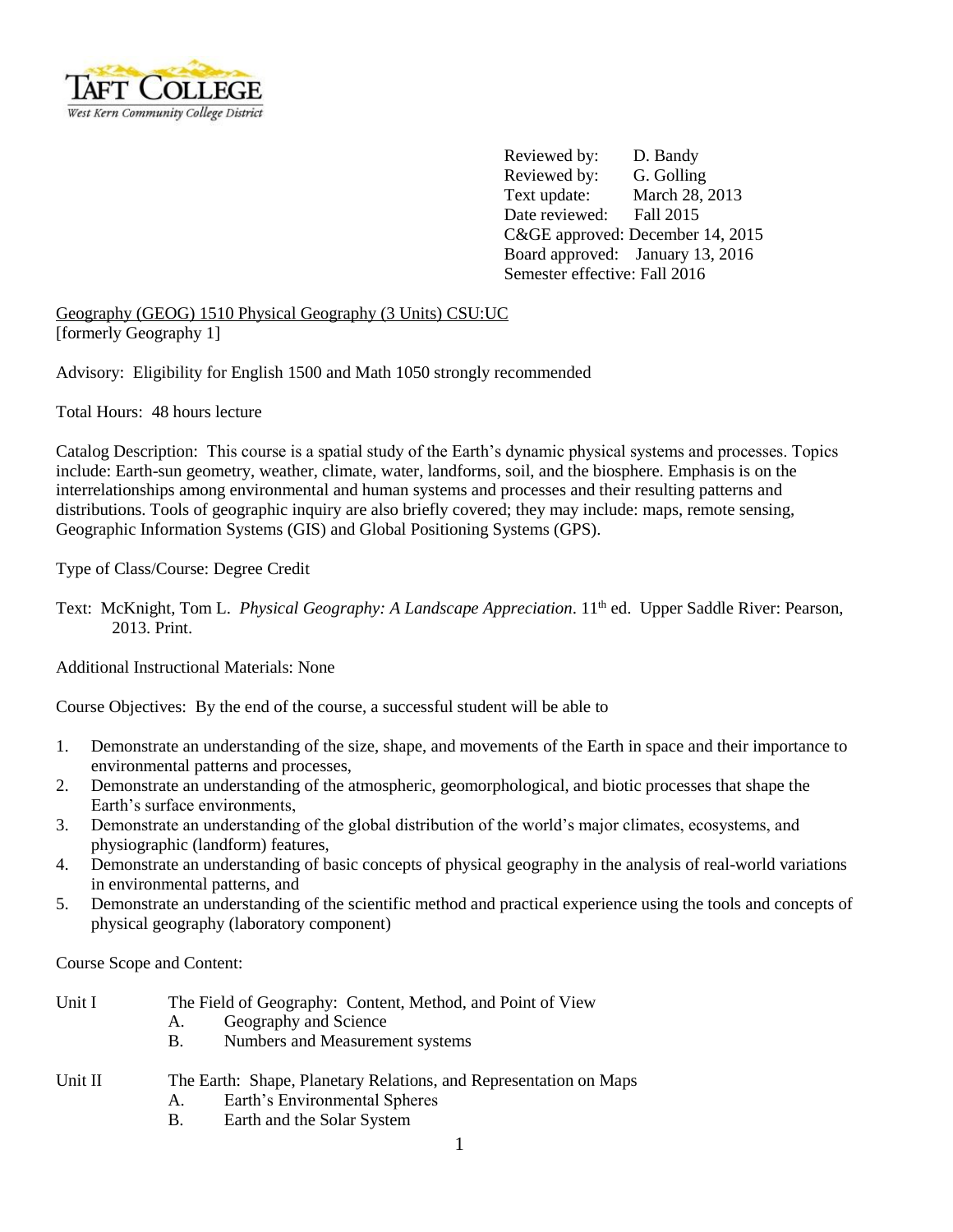TAFT COLLEGE
West Kern Community College District

Reviewed by: D. Bandy
Reviewed by: G. Golling
Text update: March 28, 2013
Date reviewed: Fall 2015
C&GE approved: December 14, 2015
Board approved: January 13, 2016
Semester effective: Fall 2016

Geography (GEOG) 1510 Physical Geography (3 Units) CSU:UC
[formerly Geography 1]

Advisory: Eligibility for English 1500 and Math 1050 strongly recommended

Total Hours: 48 hours lecture

Catalog Description: This course is a spatial study of the Earth's dynamic physical systems and processes. Topics include: Earth-sun geometry, weather, climate, water, landforms, soil, and the biosphere. Emphasis is on the interrelationships among environmental and human systems and processes and their resulting patterns and distributions. Tools of geographic inquiry are also briefly covered; they may include: maps, remote sensing, Geographic Information Systems (GIS) and Global Positioning Systems (GPS).

Type of Class/Course: Degree Credit

Text: McKnight, Tom L. *Physical Geography: A Landscape Appreciation*. 11th ed. Upper Saddle River: Pearson, 2013. Print.

Additional Instructional Materials: None

Course Objectives: By the end of the course, a successful student will be able to

1. Demonstrate an understanding of the size, shape, and movements of the Earth in space and their importance to environmental patterns and processes,
2. Demonstrate an understanding of the atmospheric, geomorphological, and biotic processes that shape the Earth's surface environments,
3. Demonstrate an understanding of the global distribution of the world's major climates, ecosystems, and physiographic (landform) features,
4. Demonstrate an understanding of basic concepts of physical geography in the analysis of real-world variations in environmental patterns, and
5. Demonstrate an understanding of the scientific method and practical experience using the tools and concepts of physical geography (laboratory component)

Course Scope and Content:

Unit I The Field of Geography: Content, Method, and Point of View
- A. Geography and Science
- B. Numbers and Measurement systems

Unit II The Earth: Shape, Planetary Relations, and Representation on Maps
- A. Earth's Environmental Spheres
- B. Earth and the Solar System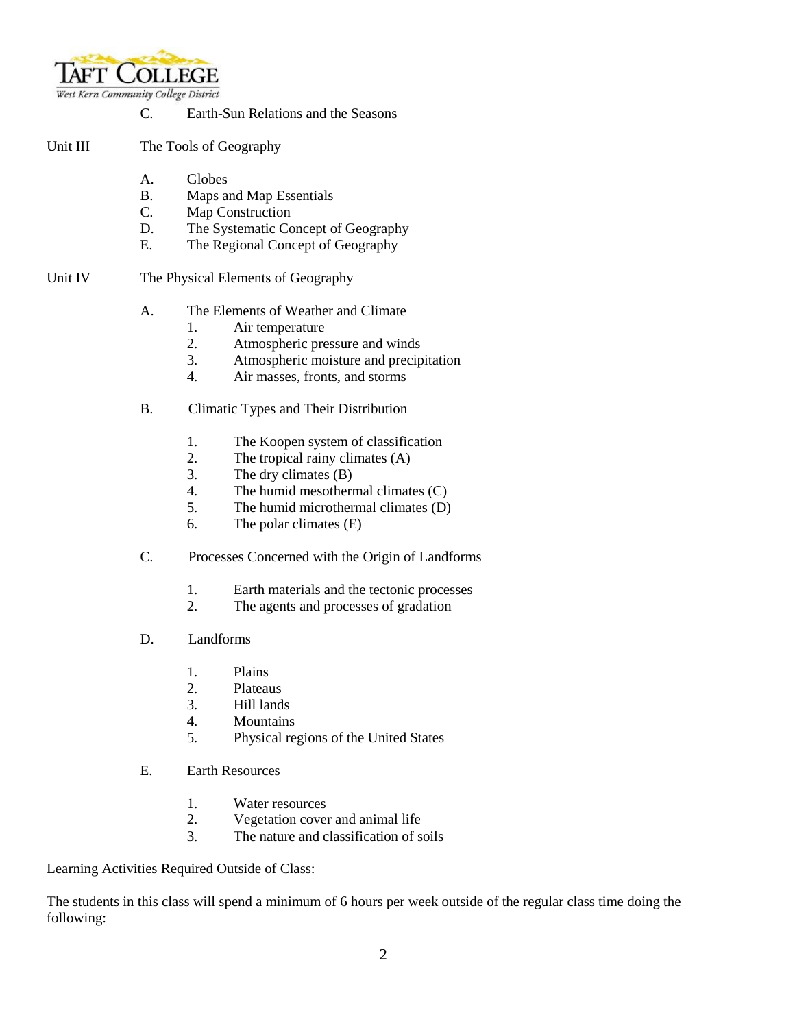C. Earth-Sun Relations and the Seasons

Unit III The Tools of Geography

A. Globes
B. Maps and Map Essentials
C. Map Construction
D. The Systematic Concept of Geography
E. The Regional Concept of Geography

Unit IV The Physical Elements of Geography

A. The Elements of Weather and Climate
   1. Air temperature
   2. Atmospheric pressure and winds
   3. Atmospheric moisture and precipitation
   4. Air masses, fronts, and storms

B. Climatic Types and Their Distribution
   1. The Koopen system of classification
   2. The tropical rainy climates (A)
   3. The dry climates (B)
   4. The humid mesothermal climates (C)
   5. The humid microthermal climates (D)
   6. The polar climates (E)

C. Processes Concerned with the Origin of Landforms
   1. Earth materials and the tectonic processes
   2. The agents and processes of gradation

D. Landforms
   1. Plains
   2. Plateaus
   3. Hill lands
   4. Mountains
   5. Physical regions of the United States

E. Earth Resources
   1. Water resources
   2. Vegetation cover and animal life
   3. The nature and classification of soils

Learning Activities Required Outside of Class:

The students in this class will spend a minimum of 6 hours per week outside of the regular class time doing the following: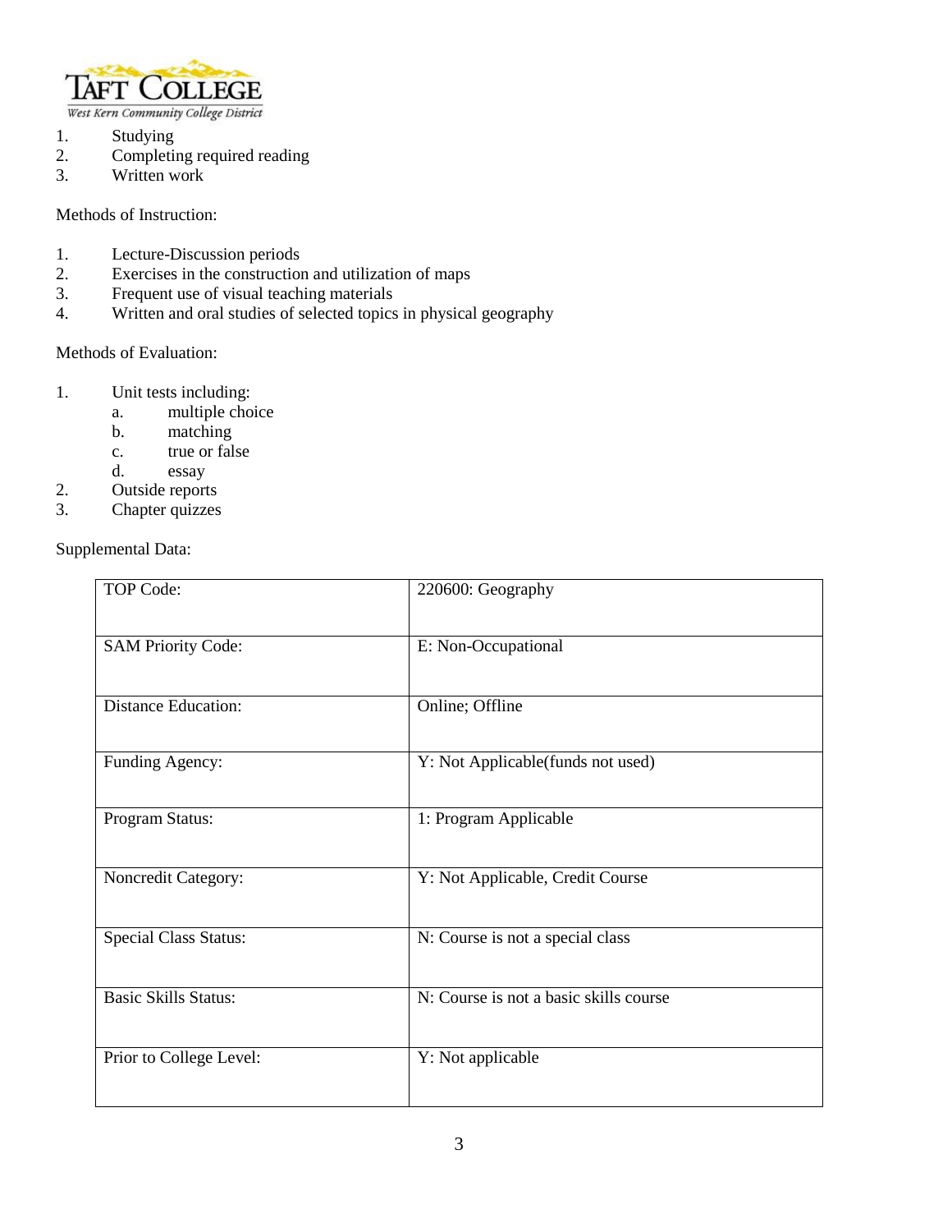1. Studying
2. Completing required reading
3. Written work

Methods of Instruction:

1. Lecture-Discussion periods
2. Exercises in the construction and utilization of maps
3. Frequent use of visual teaching materials
4. Written and oral studies of selected topics in physical geography

Methods of Evaluation:

1. Unit tests including:
   a. multiple choice
   b. matching
   c. true or false
   d. essay
2. Outside reports
3. Chapter quizzes

Supplemental Data:

| | |
|---|---|
| TOP Code: | 220600: Geography |
| SAM Priority Code: | E: Non-Occupational |
| Distance Education: | Online; Offline |
| Funding Agency: | Y: Not Applicable(funds not used) |
| Program Status: | 1: Program Applicable |
| Noncredit Category: | Y: Not Applicable, Credit Course |
| Special Class Status: | N: Course is not a special class |
| Basic Skills Status: | N: Course is not a basic skills course |
| Prior to College Level: | Y: Not applicable |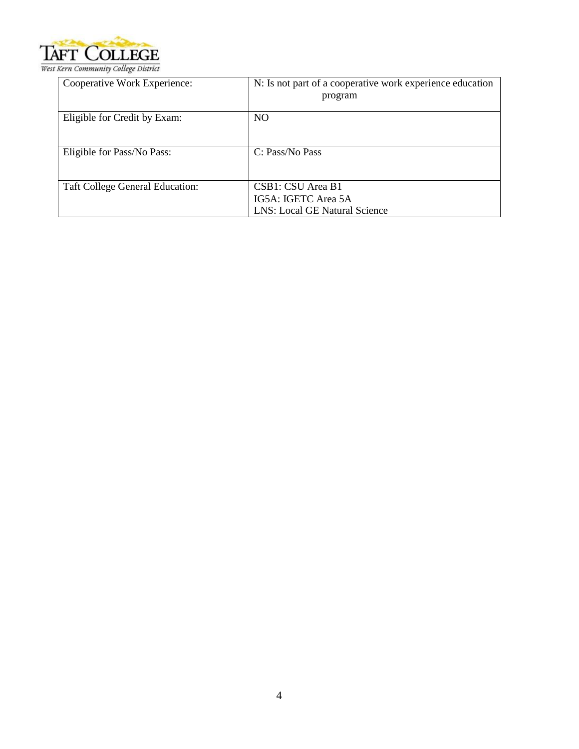| | |
|---|---|
| Cooperative Work Experience: | N: Is not part of a cooperative work experience education program |
| Eligible for Credit by Exam: | NO |
| Eligible for Pass/No Pass: | C: Pass/No Pass |
| Taft College General Education: | CSB1: CSU Area B1<br>IG5A: IGETC Area 5A<br>LNS: Local GE Natural Science |